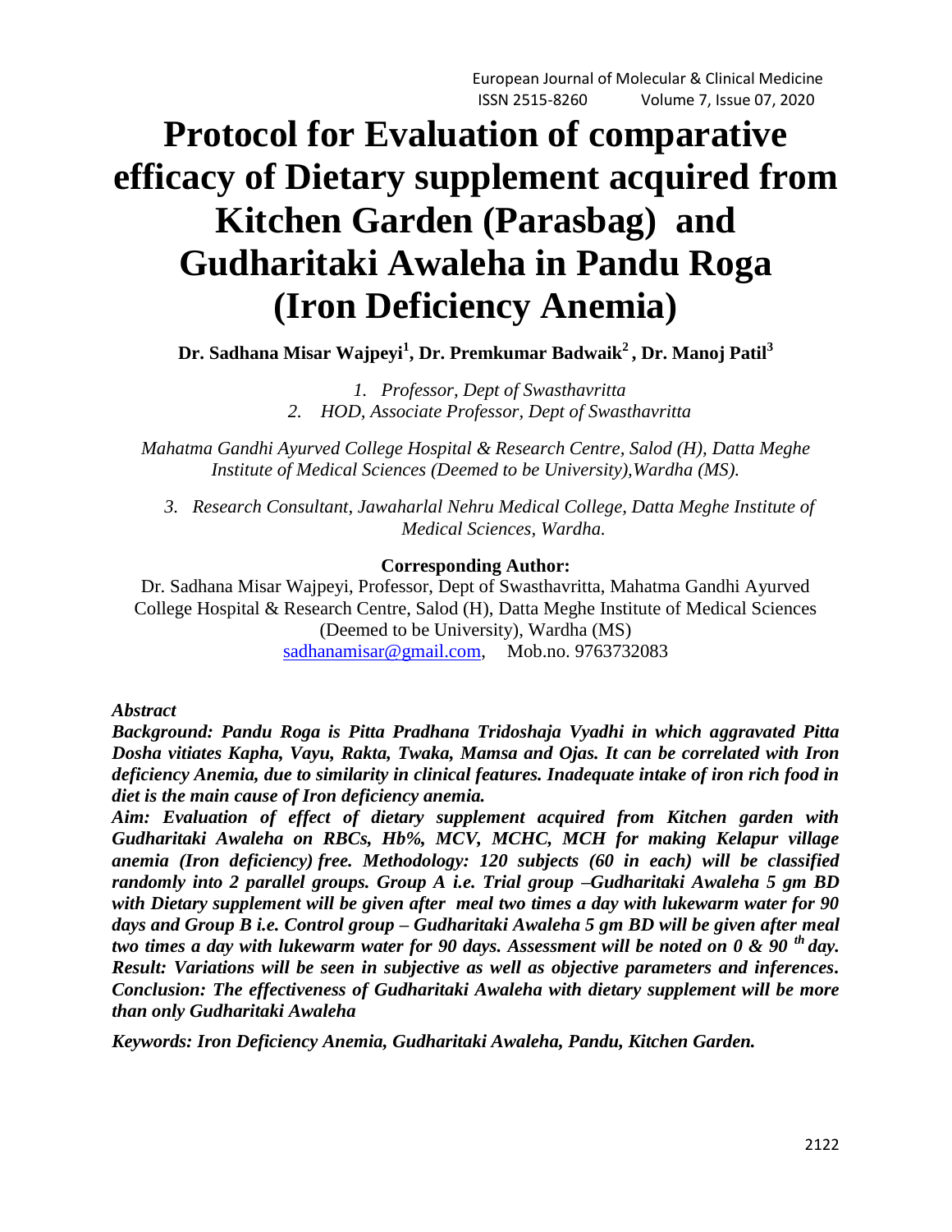# Protocol for Evaluation of comparative efficacy of Dietary supplement acquired from Kitchen Garden (Parasbag) and Gudharitaki Awaleha in Pandu Roga (Iron Deficiency Anemia)

**Dr. Sadhana Misar Wajpeyi[1], Dr. Premkumar Badwaik[2] , Dr. Manoj Patil[3]**

*1. Professor, Dept of Swasthavritta*
*2. HOD, Associate Professor, Dept of Swasthavritta*

*Mahatma Gandhi Ayurved College Hospital & Research Centre, Salod (H), Datta Meghe Institute of Medical Sciences (Deemed to be University),Wardha (MS).*

*3. Research Consultant, Jawaharlal Nehru Medical College, Datta Meghe Institute of Medical Sciences, Wardha.*

**Corresponding Author:**

Dr. Sadhana Misar Wajpeyi, Professor, Dept of Swasthavritta, Mahatma Gandhi Ayurved College Hospital & Research Centre, Salod (H), Datta Meghe Institute of Medical Sciences (Deemed to be University), Wardha (MS)
sadhanamisar@gmail.com, Mob.no. 9763732083

***Abstract***

***Background: Pandu Roga is Pitta Pradhana Tridoshaja Vyadhi in which aggravated Pitta Dosha vitiates Kapha, Vayu, Rakta, Twaka, Mamsa and Ojas. It can be correlated with Iron deficiency Anemia, due to similarity in clinical features. Inadequate intake of iron rich food in diet is the main cause of Iron deficiency anemia.***

***Aim: Evaluation of effect of dietary supplement acquired from Kitchen garden with Gudharitaki Awaleha on RBCs, Hb%, MCV, MCHC, MCH for making Kelapur village anemia (Iron deficiency) free. Methodology: 120 subjects (60 in each) will be classified randomly into 2 parallel groups. Group A i.e. Trial group –Gudharitaki Awaleha 5 gm BD with Dietary supplement will be given after meal two times a day with lukewarm water for 90 days and Group B i.e. Control group – Gudharitaki Awaleha 5 gm BD will be given after meal two times a day with lukewarm water for 90 days. Assessment will be noted on 0 & 90 th day. Result: Variations will be seen in subjective as well as objective parameters and inferences. Conclusion: The effectiveness of Gudharitaki Awaleha with dietary supplement will be more than only Gudharitaki Awaleha***

***Keywords: Iron Deficiency Anemia, Gudharitaki Awaleha, Pandu, Kitchen Garden.***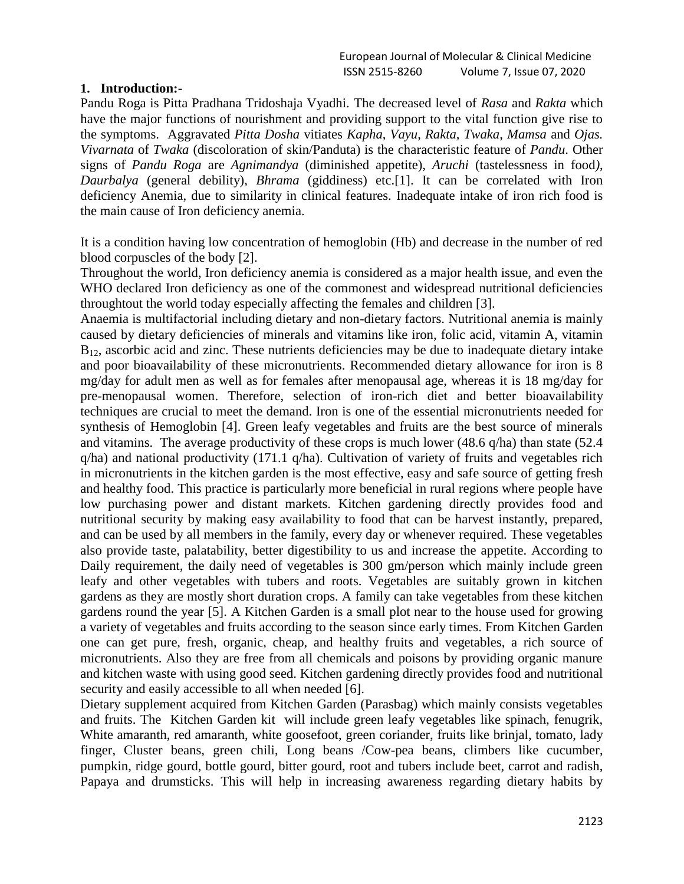## 1. Introduction:-

Pandu Roga is Pitta Pradhana Tridoshaja Vyadhi. The decreased level of *Rasa* and *Rakta* which have the major functions of nourishment and providing support to the vital function give rise to the symptoms. Aggravated *Pitta Dosha* vitiates *Kapha*, *Vayu*, *Rakta*, *Twaka*, *Mamsa* and *Ojas. Vivarnata* of *Twaka* (discoloration of skin/Panduta) is the characteristic feature of *Pandu*. Other signs of *Pandu Roga* are *Agnimandya* (diminished appetite), *Aruchi* (tastelessness in food), *Daurbalya* (general debility), *Bhrama* (giddiness) etc.[1]. It can be correlated with Iron deficiency Anemia, due to similarity in clinical features. Inadequate intake of iron rich food is the main cause of Iron deficiency anemia.

It is a condition having low concentration of hemoglobin (Hb) and decrease in the number of red blood corpuscles of the body [2].

Throughout the world, Iron deficiency anemia is considered as a major health issue, and even the WHO declared Iron deficiency as one of the commonest and widespread nutritional deficiencies throughtout the world today especially affecting the females and children [3].

Anaemia is multifactorial including dietary and non-dietary factors. Nutritional anemia is mainly caused by dietary deficiencies of minerals and vitamins like iron, folic acid, vitamin A, vitamin $B_{12}$, ascorbic acid and zinc. These nutrients deficiencies may be due to inadequate dietary intake and poor bioavailability of these micronutrients. Recommended dietary allowance for iron is 8 mg/day for adult men as well as for females after menopausal age, whereas it is 18 mg/day for pre-menopausal women. Therefore, selection of iron-rich diet and better bioavailability techniques are crucial to meet the demand. Iron is one of the essential micronutrients needed for synthesis of Hemoglobin [4]. Green leafy vegetables and fruits are the best source of minerals and vitamins. The average productivity of these crops is much lower (48.6 q/ha) than state (52.4 q/ha) and national productivity (171.1 q/ha). Cultivation of variety of fruits and vegetables rich in micronutrients in the kitchen garden is the most effective, easy and safe source of getting fresh and healthy food. This practice is particularly more beneficial in rural regions where people have low purchasing power and distant markets. Kitchen gardening directly provides food and nutritional security by making easy availability to food that can be harvest instantly, prepared, and can be used by all members in the family, every day or whenever required. These vegetables also provide taste, palatability, better digestibility to us and increase the appetite. According to Daily requirement, the daily need of vegetables is 300 gm/person which mainly include green leafy and other vegetables with tubers and roots. Vegetables are suitably grown in kitchen gardens as they are mostly short duration crops. A family can take vegetables from these kitchen gardens round the year [5]. A Kitchen Garden is a small plot near to the house used for growing a variety of vegetables and fruits according to the season since early times. From Kitchen Garden one can get pure, fresh, organic, cheap, and healthy fruits and vegetables, a rich source of micronutrients. Also they are free from all chemicals and poisons by providing organic manure and kitchen waste with using good seed. Kitchen gardening directly provides food and nutritional security and easily accessible to all when needed [6].

Dietary supplement acquired from Kitchen Garden (Parasbag) which mainly consists vegetables and fruits. The Kitchen Garden kit will include green leafy vegetables like spinach, fenugrik, White amaranth, red amaranth, white goosefoot, green coriander, fruits like brinjal, tomato, lady finger, Cluster beans, green chili, Long beans /Cow-pea beans, climbers like cucumber, pumpkin, ridge gourd, bottle gourd, bitter gourd, root and tubers include beet, carrot and radish, Papaya and drumsticks. This will help in increasing awareness regarding dietary habits by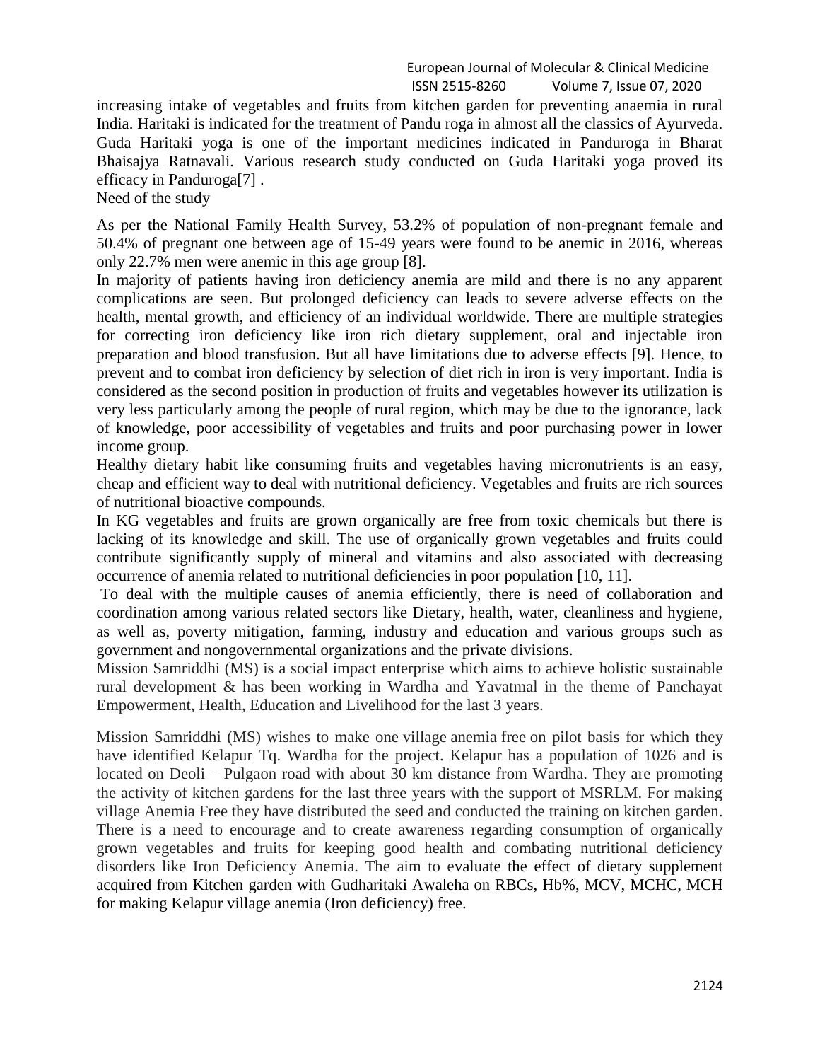increasing intake of vegetables and fruits from kitchen garden for preventing anaemia in rural India. Haritaki is indicated for the treatment of Pandu roga in almost all the classics of Ayurveda. Guda Haritaki yoga is one of the important medicines indicated in Panduroga in Bharat Bhaisajya Ratnavali. Various research study conducted on Guda Haritaki yoga proved its efficacy in Panduroga[7] .

## Need of the study

As per the National Family Health Survey, 53.2% of population of non-pregnant female and 50.4% of pregnant one between age of 15-49 years were found to be anemic in 2016, whereas only 22.7% men were anemic in this age group [8].

In majority of patients having iron deficiency anemia are mild and there is no any apparent complications are seen. But prolonged deficiency can leads to severe adverse effects on the health, mental growth, and efficiency of an individual worldwide. There are multiple strategies for correcting iron deficiency like iron rich dietary supplement, oral and injectable iron preparation and blood transfusion. But all have limitations due to adverse effects [9]. Hence, to prevent and to combat iron deficiency by selection of diet rich in iron is very important. India is considered as the second position in production of fruits and vegetables however its utilization is very less particularly among the people of rural region, which may be due to the ignorance, lack of knowledge, poor accessibility of vegetables and fruits and poor purchasing power in lower income group.

Healthy dietary habit like consuming fruits and vegetables having micronutrients is an easy, cheap and efficient way to deal with nutritional deficiency. Vegetables and fruits are rich sources of nutritional bioactive compounds.

In KG vegetables and fruits are grown organically are free from toxic chemicals but there is lacking of its knowledge and skill. The use of organically grown vegetables and fruits could contribute significantly supply of mineral and vitamins and also associated with decreasing occurrence of anemia related to nutritional deficiencies in poor population [10, 11].

To deal with the multiple causes of anemia efficiently, there is need of collaboration and coordination among various related sectors like Dietary, health, water, cleanliness and hygiene, as well as, poverty mitigation, farming, industry and education and various groups such as government and nongovernmental organizations and the private divisions.

Mission Samriddhi (MS) is a social impact enterprise which aims to achieve holistic sustainable rural development & has been working in Wardha and Yavatmal in the theme of Panchayat Empowerment, Health, Education and Livelihood for the last 3 years.

Mission Samriddhi (MS) wishes to make one village anemia free on pilot basis for which they have identified Kelapur Tq. Wardha for the project. Kelapur has a population of 1026 and is located on Deoli – Pulgaon road with about 30 km distance from Wardha. They are promoting the activity of kitchen gardens for the last three years with the support of MSRLM. For making village Anemia Free they have distributed the seed and conducted the training on kitchen garden. There is a need to encourage and to create awareness regarding consumption of organically grown vegetables and fruits for keeping good health and combating nutritional deficiency disorders like Iron Deficiency Anemia. The aim to evaluate the effect of dietary supplement acquired from Kitchen garden with Gudharitaki Awaleha on RBCs, Hb%, MCV, MCHC, MCH for making Kelapur village anemia (Iron deficiency) free.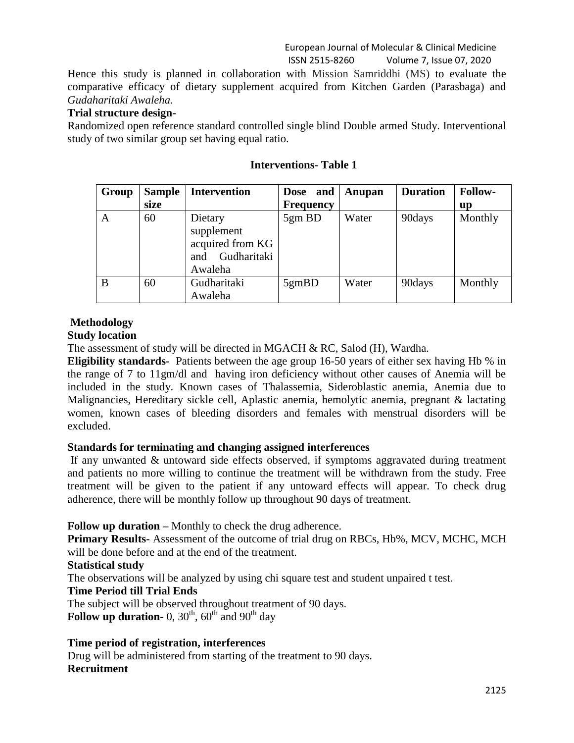Hence this study is planned in collaboration with Mission Samriddhi (MS) to evaluate the comparative efficacy of dietary supplement acquired from Kitchen Garden (Parasbaga) and *Gudaharitaki Awaleha.*

**Trial structure design-**

Randomized open reference standard controlled single blind Double armed Study. Interventional study of two similar group set having equal ratio.

**Interventions- Table 1**

| Group | Sample size | Intervention | Dose and Frequency | Anupan | Duration | Follow-up |
|---|---|---|---|---|---|---|
| A | 60 | Dietary supplement acquired from KG and Gudharitaki Awaleha | 5gm BD | Water | 90days | Monthly |
| B | 60 | Gudharitaki Awaleha | 5gmBD | Water | 90days | Monthly |

## Methodology

**Study location**

The assessment of study will be directed in MGACH & RC, Salod (H), Wardha.

**Eligibility standards-** Patients between the age group 16-50 years of either sex having Hb % in the range of 7 to 11gm/dl and having iron deficiency without other causes of Anemia will be included in the study. Known cases of Thalassemia, Sideroblastic anemia, Anemia due to Malignancies, Hereditary sickle cell, Aplastic anemia, hemolytic anemia, pregnant & lactating women, known cases of bleeding disorders and females with menstrual disorders will be excluded.

**Standards for terminating and changing assigned interferences**

If any unwanted & untoward side effects observed, if symptoms aggravated during treatment and patients no more willing to continue the treatment will be withdrawn from the study. Free treatment will be given to the patient if any untoward effects will appear. To check drug adherence, there will be monthly follow up throughout 90 days of treatment.

**Follow up duration –** Monthly to check the drug adherence.

**Primary Results-** Assessment of the outcome of trial drug on RBCs, Hb%, MCV, MCHC, MCH will be done before and at the end of the treatment.

**Statistical study**

The observations will be analyzed by using chi square test and student unpaired t test.

**Time Period till Trial Ends**

The subject will be observed throughout treatment of 90 days.

**Follow up duration-** 0, 30th, 60th and 90th day

**Time period of registration, interferences**

Drug will be administered from starting of the treatment to 90 days.

**Recruitment**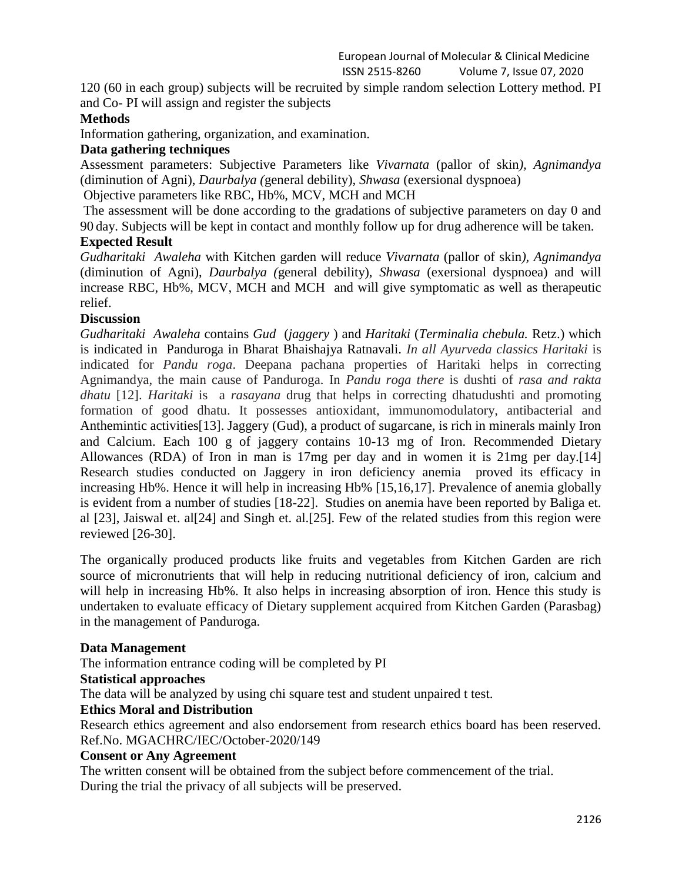120 (60 in each group) subjects will be recruited by simple random selection Lottery method. PI and Co- PI will assign and register the subjects

**Methods**

Information gathering, organization, and examination.

**Data gathering techniques**

Assessment parameters: Subjective Parameters like *Vivarnata* (pallor of skin*)*, *Agnimandya* (diminution of Agni), *Daurbalya (*general debility), *Shwasa* (exersional dyspnoea)

Objective parameters like RBC, Hb%, MCV, MCH and MCH

The assessment will be done according to the gradations of subjective parameters on day 0 and 90 day. Subjects will be kept in contact and monthly follow up for drug adherence will be taken.

**Expected Result**

*Gudharitaki Awaleha* with Kitchen garden will reduce *Vivarnata* (pallor of skin*)*, *Agnimandya* (diminution of Agni), *Daurbalya (*general debility), *Shwasa* (exersional dyspnoea) and will increase RBC, Hb%, MCV, MCH and MCH and will give symptomatic as well as therapeutic relief.

**Discussion**

*Gudharitaki Awaleha* contains *Gud* (*jaggery* ) and *Haritaki* (*Terminalia chebula.* Retz.) which is indicated in Panduroga in Bharat Bhaishajya Ratnavali. *In all Ayurveda classics Haritaki* is indicated for *Pandu roga*. Deepana pachana properties of Haritaki helps in correcting Agnimandya, the main cause of Panduroga. In *Pandu roga there* is dushti of *rasa and rakta dhatu* [12]. *Haritaki* is a *rasayana* drug that helps in correcting dhatudushti and promoting formation of good dhatu. It possesses antioxidant, immunomodulatory, antibacterial and Anthemintic activities[13]. Jaggery (Gud), a product of sugarcane, is rich in minerals mainly Iron and Calcium. Each 100 g of jaggery contains 10-13 mg of Iron. Recommended Dietary Allowances (RDA) of Iron in man is 17mg per day and in women it is 21mg per day.[14] Research studies conducted on Jaggery in iron deficiency anemia proved its efficacy in increasing Hb%. Hence it will help in increasing Hb% [15,16,17]. Prevalence of anemia globally is evident from a number of studies [18-22]. Studies on anemia have been reported by Baliga et. al [23], Jaiswal et. al[24] and Singh et. al.[25]. Few of the related studies from this region were reviewed [26-30].

The organically produced products like fruits and vegetables from Kitchen Garden are rich source of micronutrients that will help in reducing nutritional deficiency of iron, calcium and will help in increasing Hb%. It also helps in increasing absorption of iron. Hence this study is undertaken to evaluate efficacy of Dietary supplement acquired from Kitchen Garden (Parasbag) in the management of Panduroga.

**Data Management**

The information entrance coding will be completed by PI

**Statistical approaches**

The data will be analyzed by using chi square test and student unpaired t test.

**Ethics Moral and Distribution**

Research ethics agreement and also endorsement from research ethics board has been reserved. Ref.No. MGACHRC/IEC/October-2020/149

**Consent or Any Agreement**

The written consent will be obtained from the subject before commencement of the trial. During the trial the privacy of all subjects will be preserved.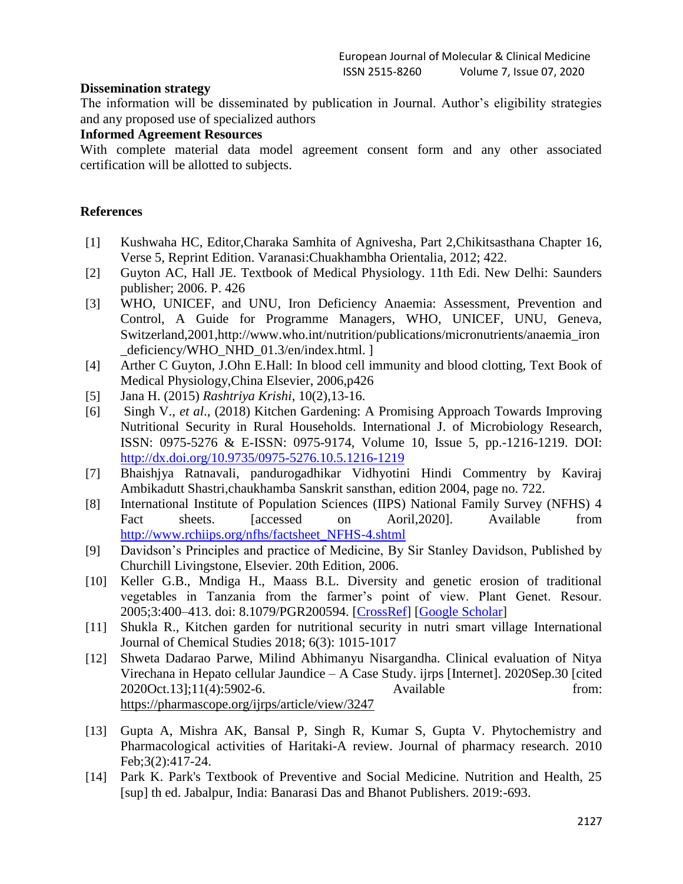**Dissemination strategy**

The information will be disseminated by publication in Journal. Author's eligibility strategies and any proposed use of specialized authors

**Informed Agreement Resources**

With complete material data model agreement consent form and any other associated certification will be allotted to subjects.

**References**

[1] Kushwaha HC, Editor,Charaka Samhita of Agnivesha, Part 2,Chikitsasthana Chapter 16, Verse 5, Reprint Edition. Varanasi:Chuakhambha Orientalia, 2012; 422.

[2] Guyton AC, Hall JE. Textbook of Medical Physiology. 11th Edi. New Delhi: Saunders publisher; 2006. P. 426

[3] WHO, UNICEF, and UNU, Iron Deficiency Anaemia: Assessment, Prevention and Control, A Guide for Programme Managers, WHO, UNICEF, UNU, Geneva, Switzerland,2001,http://www.who.int/nutrition/publications/micronutrients/anaemia_iron_deficiency/WHO_NHD_01.3/en/index.html. ]

[4] Arther C Guyton, J.Ohn E.Hall: In blood cell immunity and blood clotting, Text Book of Medical Physiology,China Elsevier, 2006,p426

[5] Jana H. (2015) *Rashtriya Krishi*, 10(2),13-16.

[6] Singh V., *et al*., (2018) Kitchen Gardening: A Promising Approach Towards Improving Nutritional Security in Rural Households. International J. of Microbiology Research, ISSN: 0975-5276 & E-ISSN: 0975-9174, Volume 10, Issue 5, pp.-1216-1219. DOI: http://dx.doi.org/10.9735/0975-5276.10.5.1216-1219

[7] Bhaishjya Ratnavali, pandurogadhikar Vidhyotini Hindi Commentry by Kaviraj Ambikadutt Shastri,chaukhamba Sanskrit sansthan, edition 2004, page no. 722.

[8] International Institute of Population Sciences (IIPS) National Family Survey (NFHS) 4 Fact sheets. [accessed on Aoril,2020]. Available from http://www.rchiips.org/nfhs/factsheet_NFHS-4.shtml

[9] Davidson's Principles and practice of Medicine, By Sir Stanley Davidson, Published by Churchill Livingstone, Elsevier. 20th Edition, 2006.

[10] Keller G.B., Mndiga H., Maass B.L. Diversity and genetic erosion of traditional vegetables in Tanzania from the farmer's point of view. Plant Genet. Resour. 2005;3:400–413. doi: 8.1079/PGR200594. [CrossRef] [Google Scholar]

[11] Shukla R., Kitchen garden for nutritional security in nutri smart village International Journal of Chemical Studies 2018; 6(3): 1015-1017

[12] Shweta Dadarao Parwe, Milind Abhimanyu Nisargandha. Clinical evaluation of Nitya Virechana in Hepato cellular Jaundice – A Case Study. ijrps [Internet]. 2020Sep.30 [cited 2020Oct.13];11(4):5902-6. Available from: https://pharmascope.org/ijrps/article/view/3247

[13] Gupta A, Mishra AK, Bansal P, Singh R, Kumar S, Gupta V. Phytochemistry and Pharmacological activities of Haritaki-A review. Journal of pharmacy research. 2010 Feb;3(2):417-24.

[14] Park K. Park's Textbook of Preventive and Social Medicine. Nutrition and Health, 25 [sup] th ed. Jabalpur, India: Banarasi Das and Bhanot Publishers. 2019:-693.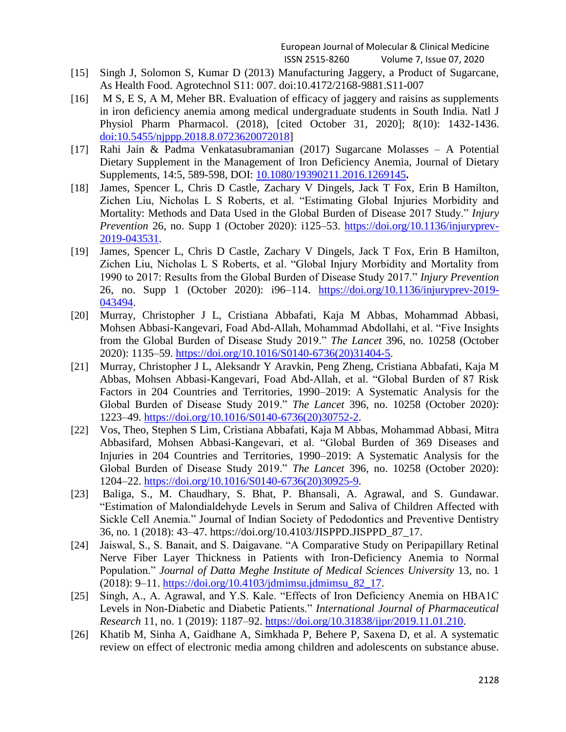[15] Singh J, Solomon S, Kumar D (2013) Manufacturing Jaggery, a Product of Sugarcane, As Health Food. Agrotechnol S11: 007. doi:10.4172/2168-9881.S11-007

[16] M S, E S, A M, Meher BR. Evaluation of efficacy of jaggery and raisins as supplements in iron deficiency anemia among medical undergraduate students in South India. Natl J Physiol Pharm Pharmacol. (2018), [cited October 31, 2020]; 8(10): 1432-1436. doi:10.5455/njppp.2018.8.0723620072018]

[17] Rahi Jain & Padma Venkatasubramanian (2017) Sugarcane Molasses – A Potential Dietary Supplement in the Management of Iron Deficiency Anemia, Journal of Dietary Supplements, 14:5, 589-598, DOI: 10.1080/19390211.2016.1269145**.**

[18] James, Spencer L, Chris D Castle, Zachary V Dingels, Jack T Fox, Erin B Hamilton, Zichen Liu, Nicholas L S Roberts, et al. "Estimating Global Injuries Morbidity and Mortality: Methods and Data Used in the Global Burden of Disease 2017 Study." *Injury Prevention* 26, no. Supp 1 (October 2020): i125–53. https://doi.org/10.1136/injuryprev-2019-043531.

[19] James, Spencer L, Chris D Castle, Zachary V Dingels, Jack T Fox, Erin B Hamilton, Zichen Liu, Nicholas L S Roberts, et al. "Global Injury Morbidity and Mortality from 1990 to 2017: Results from the Global Burden of Disease Study 2017." *Injury Prevention* 26, no. Supp 1 (October 2020): i96–114. https://doi.org/10.1136/injuryprev-2019-043494.

[20] Murray, Christopher J L, Cristiana Abbafati, Kaja M Abbas, Mohammad Abbasi, Mohsen Abbasi-Kangevari, Foad Abd-Allah, Mohammad Abdollahi, et al. "Five Insights from the Global Burden of Disease Study 2019." *The Lancet* 396, no. 10258 (October 2020): 1135–59. https://doi.org/10.1016/S0140-6736(20)31404-5.

[21] Murray, Christopher J L, Aleksandr Y Aravkin, Peng Zheng, Cristiana Abbafati, Kaja M Abbas, Mohsen Abbasi-Kangevari, Foad Abd-Allah, et al. "Global Burden of 87 Risk Factors in 204 Countries and Territories, 1990–2019: A Systematic Analysis for the Global Burden of Disease Study 2019." *The Lancet* 396, no. 10258 (October 2020): 1223–49. https://doi.org/10.1016/S0140-6736(20)30752-2.

[22] Vos, Theo, Stephen S Lim, Cristiana Abbafati, Kaja M Abbas, Mohammad Abbasi, Mitra Abbasifard, Mohsen Abbasi-Kangevari, et al. "Global Burden of 369 Diseases and Injuries in 204 Countries and Territories, 1990–2019: A Systematic Analysis for the Global Burden of Disease Study 2019." *The Lancet* 396, no. 10258 (October 2020): 1204–22. https://doi.org/10.1016/S0140-6736(20)30925-9.

[23] Baliga, S., M. Chaudhary, S. Bhat, P. Bhansali, A. Agrawal, and S. Gundawar. "Estimation of Malondialdehyde Levels in Serum and Saliva of Children Affected with Sickle Cell Anemia." Journal of Indian Society of Pedodontics and Preventive Dentistry 36, no. 1 (2018): 43–47. https://doi.org/10.4103/JISPPD.JISPPD_87_17.

[24] Jaiswal, S., S. Banait, and S. Daigavane. "A Comparative Study on Peripapillary Retinal Nerve Fiber Layer Thickness in Patients with Iron-Deficiency Anemia to Normal Population." *Journal of Datta Meghe Institute of Medical Sciences University* 13, no. 1 (2018): 9–11. https://doi.org/10.4103/jdmimsu.jdmimsu_82_17.

[25] Singh, A., A. Agrawal, and Y.S. Kale. "Effects of Iron Deficiency Anemia on HBA1C Levels in Non-Diabetic and Diabetic Patients." *International Journal of Pharmaceutical Research* 11, no. 1 (2019): 1187–92. https://doi.org/10.31838/ijpr/2019.11.01.210.

[26] Khatib M, Sinha A, Gaidhane A, Simkhada P, Behere P, Saxena D, et al. A systematic review on effect of electronic media among children and adolescents on substance abuse.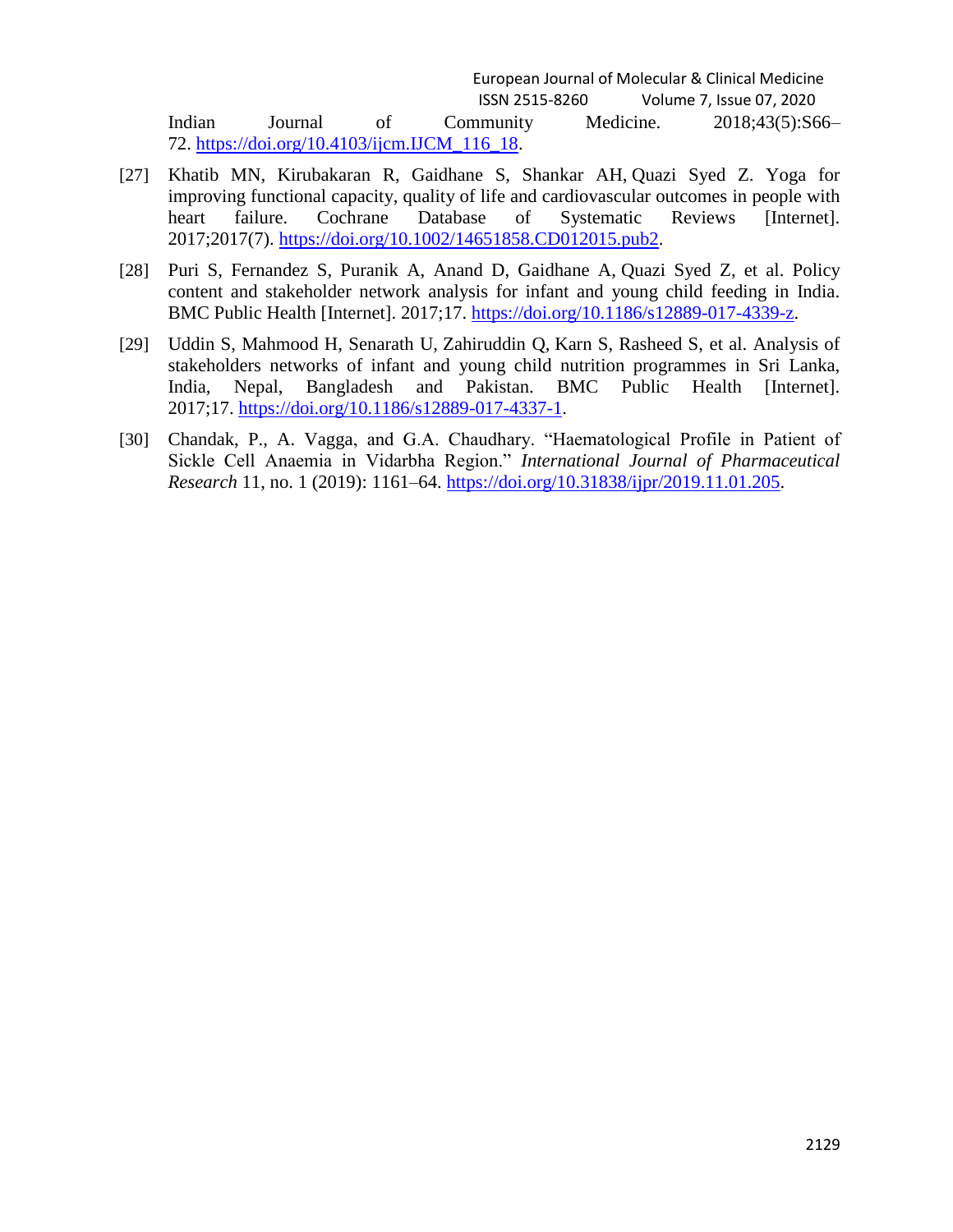Indian Journal of Community Medicine. 2018;43(5):S66–72. https://doi.org/10.4103/ijcm.IJCM_116_18.

[27] Khatib MN, Kirubakaran R, Gaidhane S, Shankar AH, Quazi Syed Z. Yoga for improving functional capacity, quality of life and cardiovascular outcomes in people with heart failure. Cochrane Database of Systematic Reviews [Internet]. 2017;2017(7). https://doi.org/10.1002/14651858.CD012015.pub2.

[28] Puri S, Fernandez S, Puranik A, Anand D, Gaidhane A, Quazi Syed Z, et al. Policy content and stakeholder network analysis for infant and young child feeding in India. BMC Public Health [Internet]. 2017;17. https://doi.org/10.1186/s12889-017-4339-z.

[29] Uddin S, Mahmood H, Senarath U, Zahiruddin Q, Karn S, Rasheed S, et al. Analysis of stakeholders networks of infant and young child nutrition programmes in Sri Lanka, India, Nepal, Bangladesh and Pakistan. BMC Public Health [Internet]. 2017;17. https://doi.org/10.1186/s12889-017-4337-1.

[30] Chandak, P., A. Vagga, and G.A. Chaudhary. "Haematological Profile in Patient of Sickle Cell Anaemia in Vidarbha Region." *International Journal of Pharmaceutical Research* 11, no. 1 (2019): 1161–64. https://doi.org/10.31838/ijpr/2019.11.01.205.